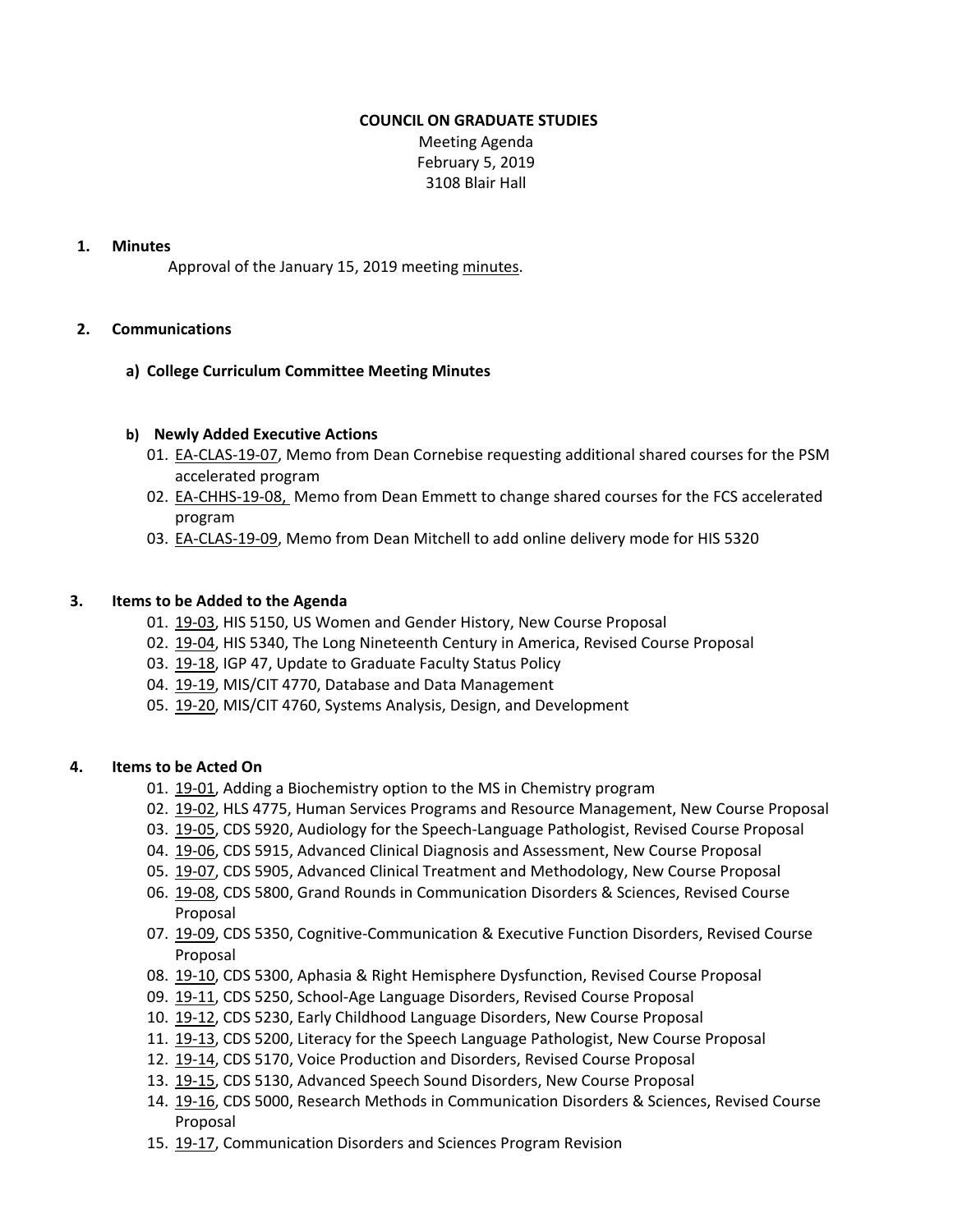**COUNCIL ON GRADUATE STUDIES**

Meeting Agenda
February 5, 2019
3108 Blair Hall

## 1. Minutes

Approval of the January 15, 2019 meeting minutes.

## 2. Communications

### a) College Curriculum Committee Meeting Minutes

### b) Newly Added Executive Actions

01. EA-CLAS-19-07, Memo from Dean Cornebise requesting additional shared courses for the PSM accelerated program
02. EA-CHHS-19-08, Memo from Dean Emmett to change shared courses for the FCS accelerated program
03. EA-CLAS-19-09, Memo from Dean Mitchell to add online delivery mode for HIS 5320

## 3. Items to be Added to the Agenda

01. 19-03, HIS 5150, US Women and Gender History, New Course Proposal
02. 19-04, HIS 5340, The Long Nineteenth Century in America, Revised Course Proposal
03. 19-18, IGP 47, Update to Graduate Faculty Status Policy
04. 19-19, MIS/CIT 4770, Database and Data Management
05. 19-20, MIS/CIT 4760, Systems Analysis, Design, and Development

## 4. Items to be Acted On

01. 19-01, Adding a Biochemistry option to the MS in Chemistry program
02. 19-02, HLS 4775, Human Services Programs and Resource Management, New Course Proposal
03. 19-05, CDS 5920, Audiology for the Speech-Language Pathologist, Revised Course Proposal
04. 19-06, CDS 5915, Advanced Clinical Diagnosis and Assessment, New Course Proposal
05. 19-07, CDS 5905, Advanced Clinical Treatment and Methodology, New Course Proposal
06. 19-08, CDS 5800, Grand Rounds in Communication Disorders & Sciences, Revised Course Proposal
07. 19-09, CDS 5350, Cognitive-Communication & Executive Function Disorders, Revised Course Proposal
08. 19-10, CDS 5300, Aphasia & Right Hemisphere Dysfunction, Revised Course Proposal
09. 19-11, CDS 5250, School-Age Language Disorders, Revised Course Proposal
10. 19-12, CDS 5230, Early Childhood Language Disorders, New Course Proposal
11. 19-13, CDS 5200, Literacy for the Speech Language Pathologist, New Course Proposal
12. 19-14, CDS 5170, Voice Production and Disorders, Revised Course Proposal
13. 19-15, CDS 5130, Advanced Speech Sound Disorders, New Course Proposal
14. 19-16, CDS 5000, Research Methods in Communication Disorders & Sciences, Revised Course Proposal
15. 19-17, Communication Disorders and Sciences Program Revision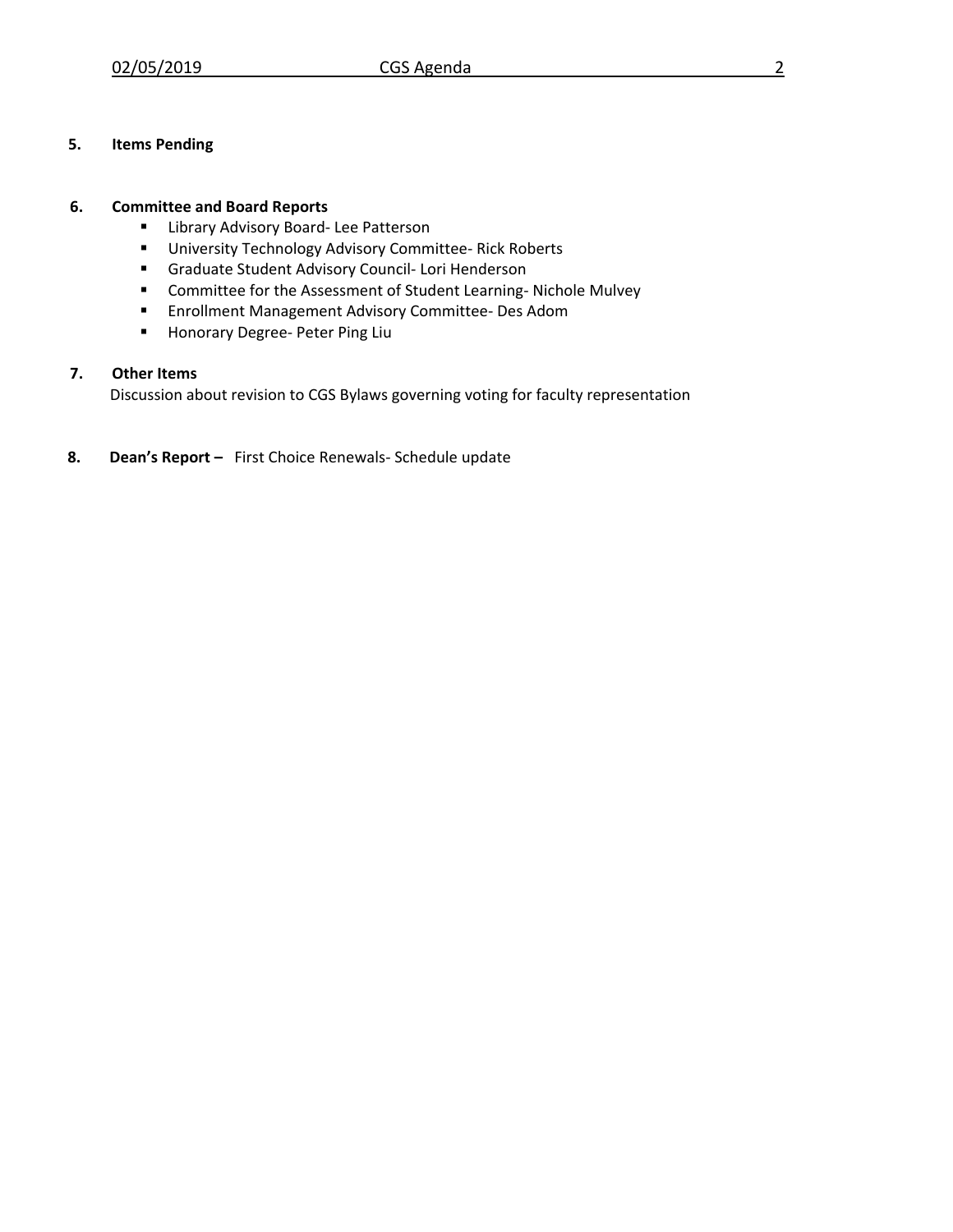**5. Items Pending**

**6. Committee and Board Reports**

- Library Advisory Board- Lee Patterson
- University Technology Advisory Committee- Rick Roberts
- Graduate Student Advisory Council- Lori Henderson
- Committee for the Assessment of Student Learning- Nichole Mulvey
- Enrollment Management Advisory Committee- Des Adom
- Honorary Degree- Peter Ping Liu

**7. Other Items**

Discussion about revision to CGS Bylaws governing voting for faculty representation

**8. Dean's Report –** First Choice Renewals- Schedule update